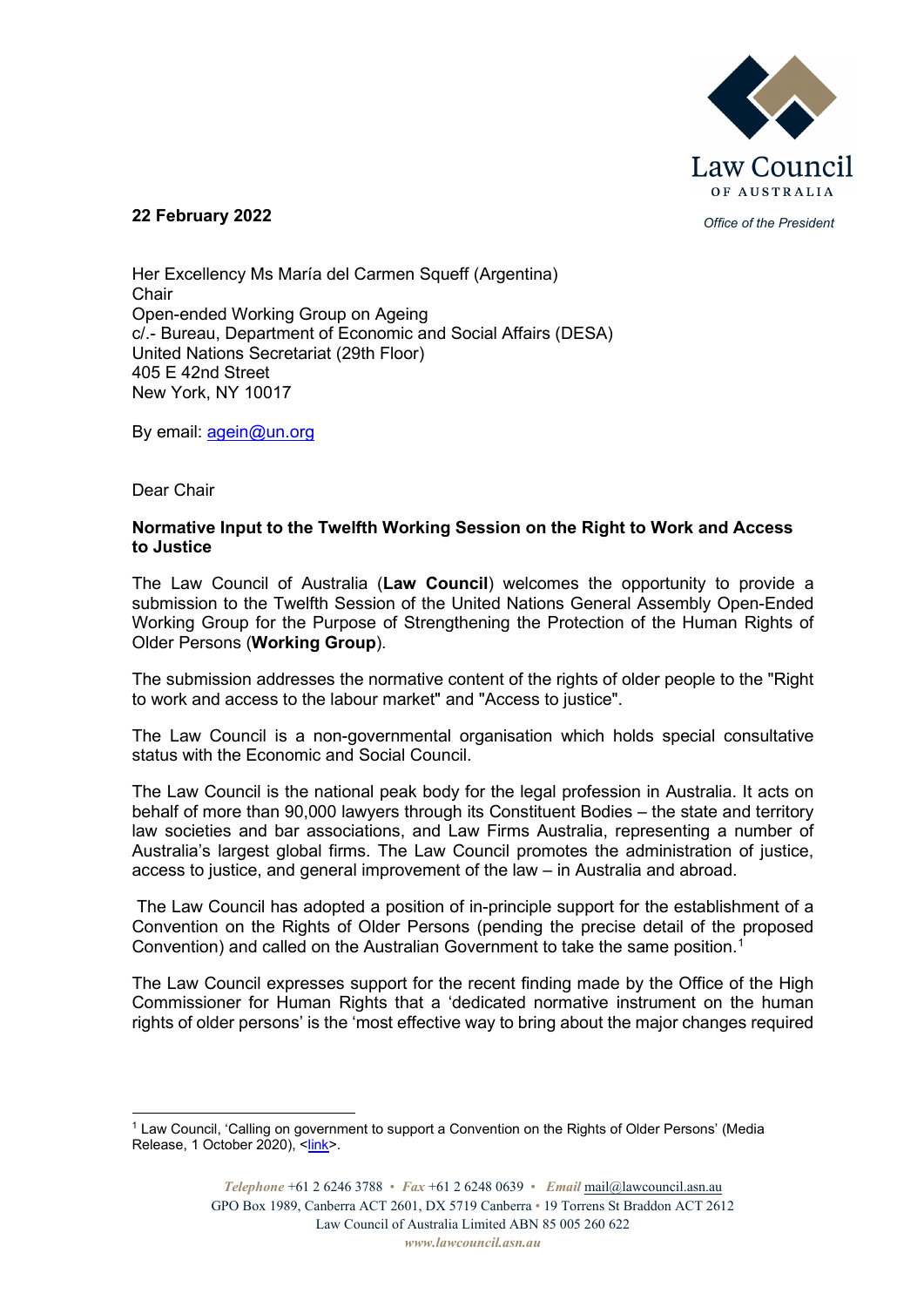Law Council OF AUSTRALIA

*Office of the President*

**22 February 2022**

Her Excellency Ms María del Carmen Squeff (Argentina)
Chair
Open-ended Working Group on Ageing
c/.- Bureau, Department of Economic and Social Affairs (DESA)
United Nations Secretariat (29th Floor)
405 E 42nd Street
New York, NY 10017

By email: agein@un.org

Dear Chair

**Normative Input to the Twelfth Working Session on the Right to Work and Access to Justice**

The Law Council of Australia (**Law Council**) welcomes the opportunity to provide a submission to the Twelfth Session of the United Nations General Assembly Open-Ended Working Group for the Purpose of Strengthening the Protection of the Human Rights of Older Persons (**Working Group**).

The submission addresses the normative content of the rights of older people to the "Right to work and access to the labour market" and "Access to justice".

The Law Council is a non-governmental organisation which holds special consultative status with the Economic and Social Council.

The Law Council is the national peak body for the legal profession in Australia. It acts on behalf of more than 90,000 lawyers through its Constituent Bodies – the state and territory law societies and bar associations, and Law Firms Australia, representing a number of Australia's largest global firms. The Law Council promotes the administration of justice, access to justice, and general improvement of the law – in Australia and abroad.

The Law Council has adopted a position of in-principle support for the establishment of a Convention on the Rights of Older Persons (pending the precise detail of the proposed Convention) and called on the Australian Government to take the same position.[1]

The Law Council expresses support for the recent finding made by the Office of the High Commissioner for Human Rights that a 'dedicated normative instrument on the human rights of older persons' is the 'most effective way to bring about the major changes required

[1] Law Council, 'Calling on government to support a Convention on the Rights of Older Persons' (Media Release, 1 October 2020), <link>.

*Telephone* +61 2 6246 3788 • *Fax* +61 2 6248 0639 • *Email* mail@lawcouncil.asn.au
GPO Box 1989, Canberra ACT 2601, DX 5719 Canberra • 19 Torrens St Braddon ACT 2612
Law Council of Australia Limited ABN 85 005 260 622
*www.lawcouncil.asn.au*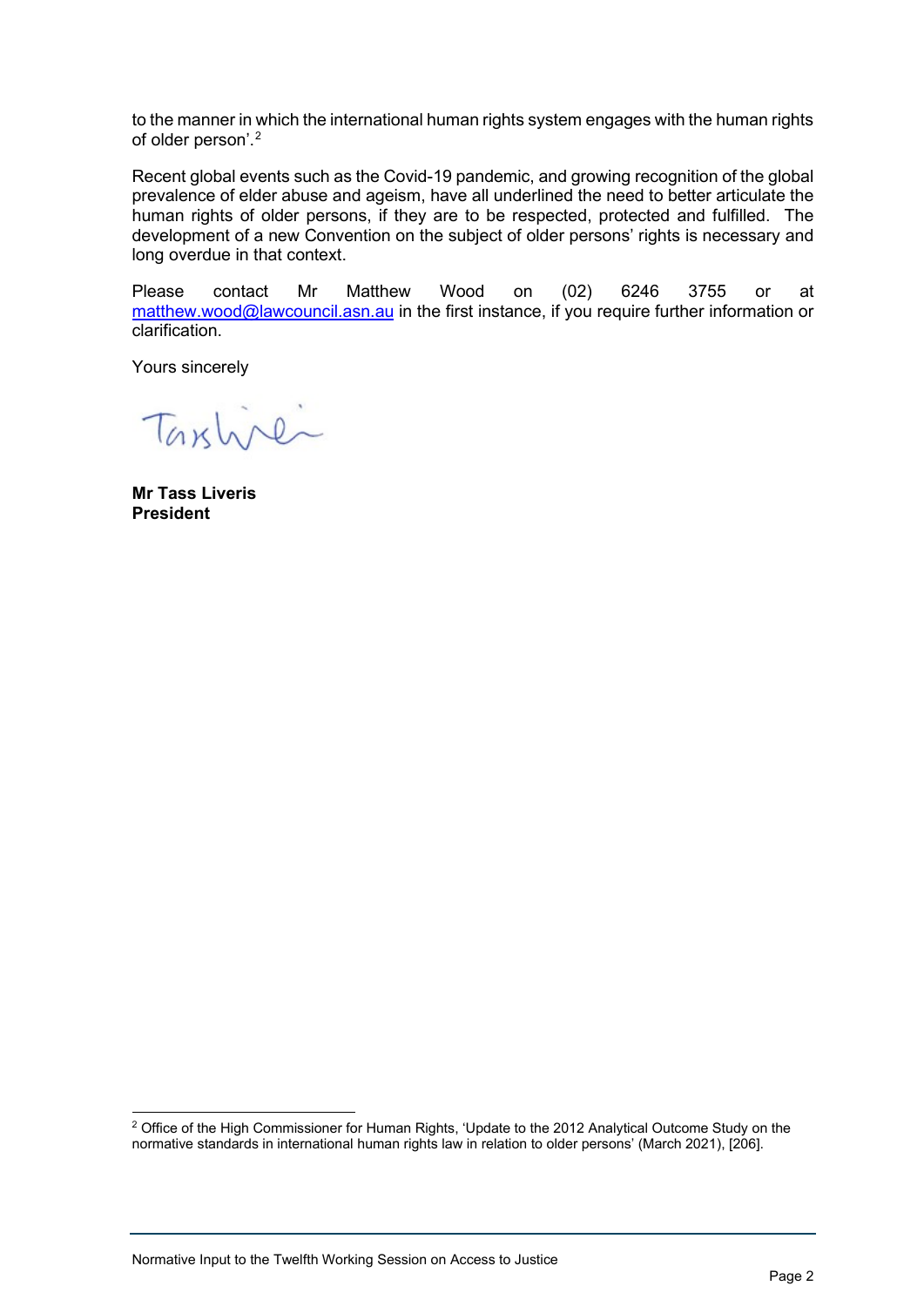to the manner in which the international human rights system engages with the human rights of older person'.[2]

Recent global events such as the Covid-19 pandemic, and growing recognition of the global prevalence of elder abuse and ageism, have all underlined the need to better articulate the human rights of older persons, if they are to be respected, protected and fulfilled. The development of a new Convention on the subject of older persons' rights is necessary and long overdue in that context.

Please contact Mr Matthew Wood on (02) 6246 3755 or at matthew.wood@lawcouncil.asn.au in the first instance, if you require further information or clarification.

Yours sincerely

**Mr Tass Liveris**
**President**

---

[2] Office of the High Commissioner for Human Rights, 'Update to the 2012 Analytical Outcome Study on the normative standards in international human rights law in relation to older persons' (March 2021), [206].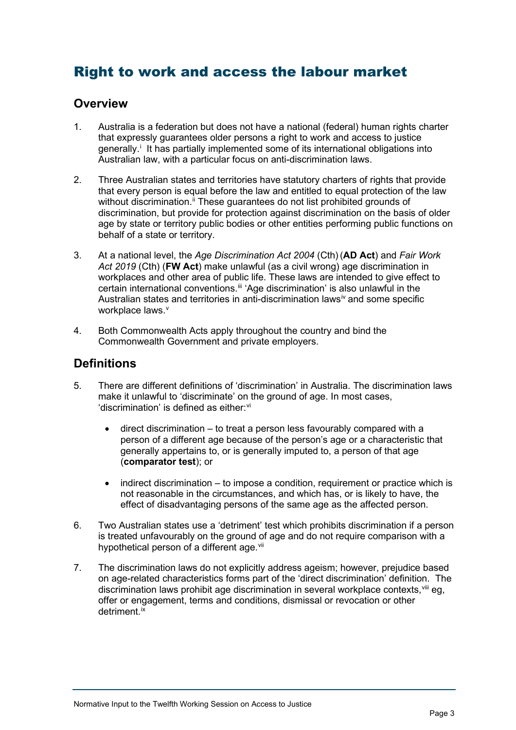# Right to work and access the labour market

## Overview

1. Australia is a federation but does not have a national (federal) human rights charter that expressly guarantees older persons a right to work and access to justice generally.[i] It has partially implemented some of its international obligations into Australian law, with a particular focus on anti-discrimination laws.

2. Three Australian states and territories have statutory charters of rights that provide that every person is equal before the law and entitled to equal protection of the law without discrimination.[ii] These guarantees do not list prohibited grounds of discrimination, but provide for protection against discrimination on the basis of older age by state or territory public bodies or other entities performing public functions on behalf of a state or territory.

3. At a national level, the *Age Discrimination Act 2004* (Cth) (**AD Act**) and *Fair Work Act 2019* (Cth) (**FW Act**) make unlawful (as a civil wrong) age discrimination in workplaces and other area of public life. These laws are intended to give effect to certain international conventions.[iii] 'Age discrimination' is also unlawful in the Australian states and territories in anti-discrimination laws[iv] and some specific workplace laws.[v]

4. Both Commonwealth Acts apply throughout the country and bind the Commonwealth Government and private employers.

## Definitions

5. There are different definitions of 'discrimination' in Australia. The discrimination laws make it unlawful to 'discriminate' on the ground of age. In most cases, 'discrimination' is defined as either:[vi]

   - direct discrimination – to treat a person less favourably compared with a person of a different age because of the person's age or a characteristic that generally appertains to, or is generally imputed to, a person of that age (**comparator test**); or

   - indirect discrimination – to impose a condition, requirement or practice which is not reasonable in the circumstances, and which has, or is likely to have, the effect of disadvantaging persons of the same age as the affected person.

6. Two Australian states use a 'detriment' test which prohibits discrimination if a person is treated unfavourably on the ground of age and do not require comparison with a hypothetical person of a different age.[vii]

7. The discrimination laws do not explicitly address ageism; however, prejudice based on age-related characteristics forms part of the 'direct discrimination' definition. The discrimination laws prohibit age discrimination in several workplace contexts,[viii] eg, offer or engagement, terms and conditions, dismissal or revocation or other detriment.[ix]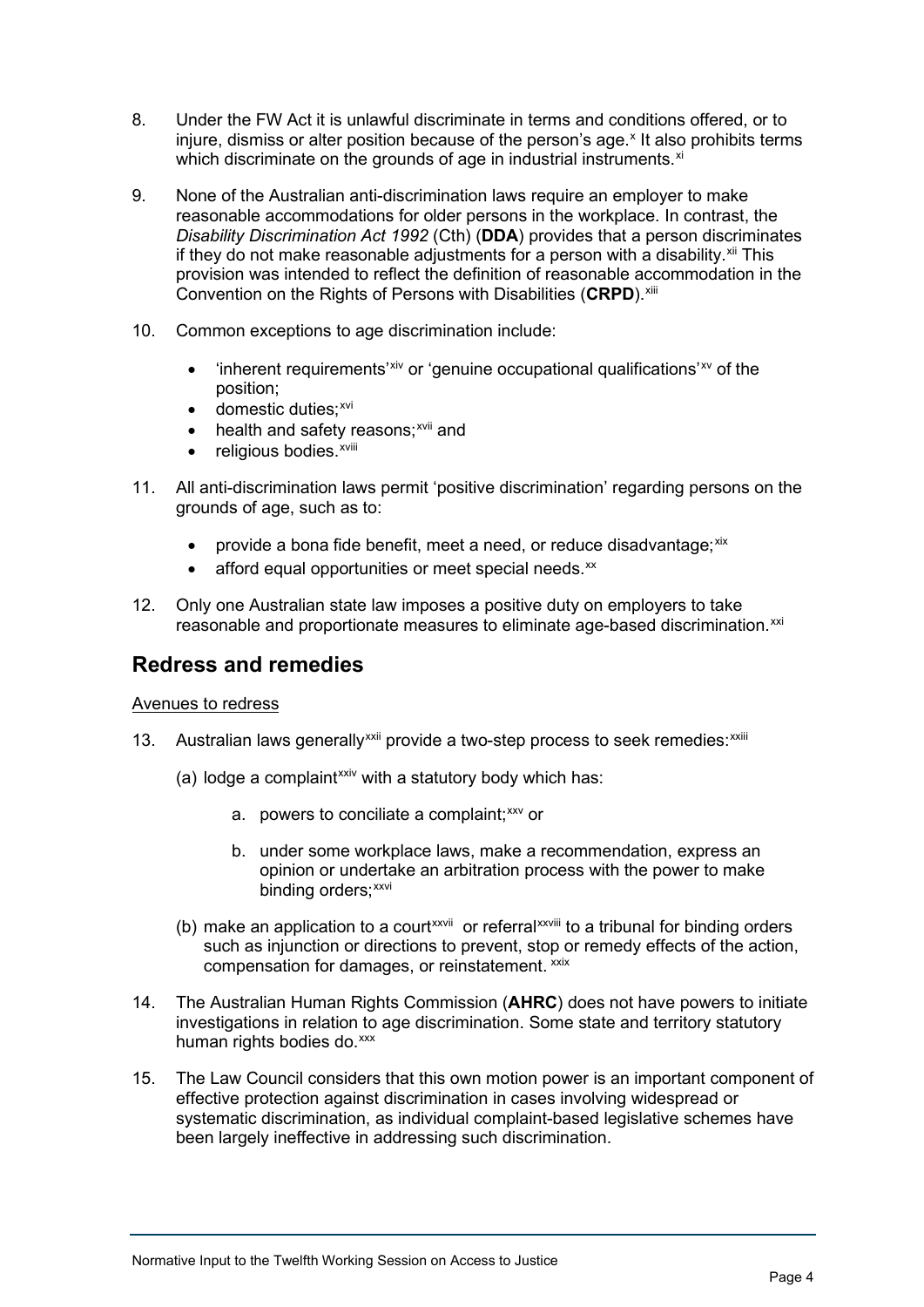8. Under the FW Act it is unlawful discriminate in terms and conditions offered, or to injure, dismiss or alter position because of the person's age.[x] It also prohibits terms which discriminate on the grounds of age in industrial instruments.[xi]

9. None of the Australian anti-discrimination laws require an employer to make reasonable accommodations for older persons in the workplace. In contrast, the *Disability Discrimination Act 1992* (Cth) (**DDA**) provides that a person discriminates if they do not make reasonable adjustments for a person with a disability.[xii] This provision was intended to reflect the definition of reasonable accommodation in the Convention on the Rights of Persons with Disabilities (**CRPD**).[xiii]

10. Common exceptions to age discrimination include:

    - 'inherent requirements'[xiv] or 'genuine occupational qualifications'[xv] of the position;
    - domestic duties;[xvi]
    - health and safety reasons;[xvii] and
    - religious bodies.[xviii]

11. All anti-discrimination laws permit 'positive discrimination' regarding persons on the grounds of age, such as to:

    - provide a bona fide benefit, meet a need, or reduce disadvantage;[xix]
    - afford equal opportunities or meet special needs.[xx]

12. Only one Australian state law imposes a positive duty on employers to take reasonable and proportionate measures to eliminate age-based discrimination.[xxi]

## Redress and remedies

<u>Avenues to redress</u>

13. Australian laws generally[xxii] provide a two-step process to seek remedies:[xxiii]

    (a) lodge a complaint[xxiv] with a statutory body which has:

    a. powers to conciliate a complaint;[xxv] or

    b. under some workplace laws, make a recommendation, express an opinion or undertake an arbitration process with the power to make binding orders;[xxvi]

    (b) make an application to a court[xxvii] or referral[xxviii] to a tribunal for binding orders such as injunction or directions to prevent, stop or remedy effects of the action, compensation for damages, or reinstatement.[xxix]

14. The Australian Human Rights Commission (**AHRC**) does not have powers to initiate investigations in relation to age discrimination. Some state and territory statutory human rights bodies do.[xxx]

15. The Law Council considers that this own motion power is an important component of effective protection against discrimination in cases involving widespread or systematic discrimination, as individual complaint-based legislative schemes have been largely ineffective in addressing such discrimination.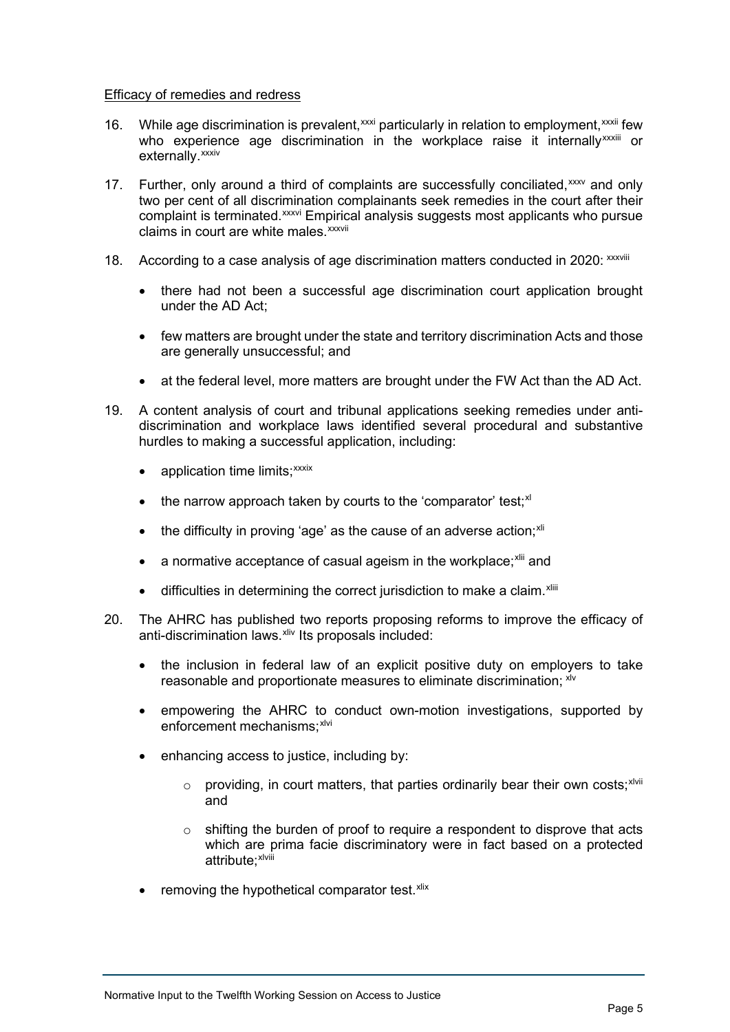Efficacy of remedies and redress

16. While age discrimination is prevalent,[xxxi] particularly in relation to employment,[xxxii] few who experience age discrimination in the workplace raise it internally[xxxiii] or externally.[xxxiv]

17. Further, only around a third of complaints are successfully conciliated,[xxxv] and only two per cent of all discrimination complainants seek remedies in the court after their complaint is terminated.[xxxvi] Empirical analysis suggests most applicants who pursue claims in court are white males.[xxxvii]

18. According to a case analysis of age discrimination matters conducted in 2020: [xxxviii]

    - there had not been a successful age discrimination court application brought under the AD Act;
    - few matters are brought under the state and territory discrimination Acts and those are generally unsuccessful; and
    - at the federal level, more matters are brought under the FW Act than the AD Act.

19. A content analysis of court and tribunal applications seeking remedies under anti-discrimination and workplace laws identified several procedural and substantive hurdles to making a successful application, including:

    - application time limits;[xxxix]
    - the narrow approach taken by courts to the 'comparator' test;[xl]
    - the difficulty in proving 'age' as the cause of an adverse action;[xli]
    - a normative acceptance of casual ageism in the workplace;[xlii] and
    - difficulties in determining the correct jurisdiction to make a claim.[xliii]

20. The AHRC has published two reports proposing reforms to improve the efficacy of anti-discrimination laws.[xliv] Its proposals included:

    - the inclusion in federal law of an explicit positive duty on employers to take reasonable and proportionate measures to eliminate discrimination; [xlv]
    - empowering the AHRC to conduct own-motion investigations, supported by enforcement mechanisms;[xlvi]
    - enhancing access to justice, including by:
        - providing, in court matters, that parties ordinarily bear their own costs;[xlvii] and
        - shifting the burden of proof to require a respondent to disprove that acts which are prima facie discriminatory were in fact based on a protected attribute;[xlviii]
    - removing the hypothetical comparator test.[xlix]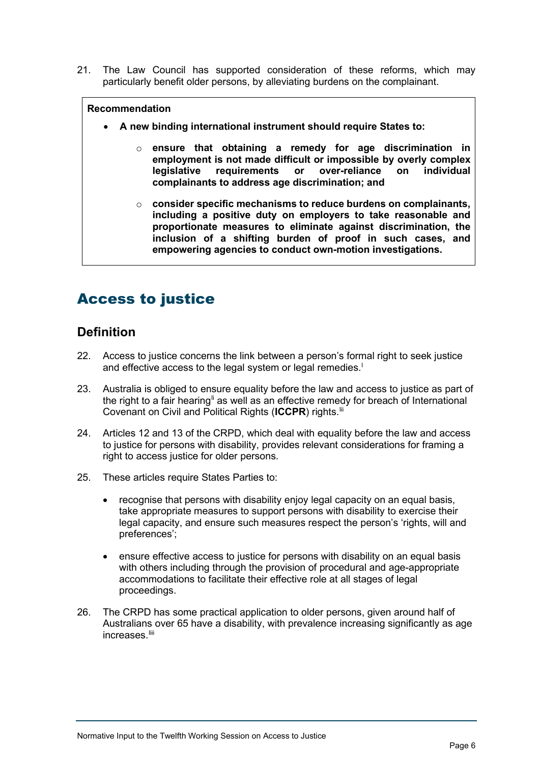21. The Law Council has supported consideration of these reforms, which may particularly benefit older persons, by alleviating burdens on the complainant.

> **Recommendation**
>
> - **A new binding international instrument should require States to:**
>   - **ensure that obtaining a remedy for age discrimination in employment is not made difficult or impossible by overly complex legislative requirements or over-reliance on individual complainants to address age discrimination; and**
>   - **consider specific mechanisms to reduce burdens on complainants, including a positive duty on employers to take reasonable and proportionate measures to eliminate against discrimination, the inclusion of a shifting burden of proof in such cases, and empowering agencies to conduct own-motion investigations.**

# Access to justice

## Definition

22. Access to justice concerns the link between a person's formal right to seek justice and effective access to the legal system or legal remedies.[l]

23. Australia is obliged to ensure equality before the law and access to justice as part of the right to a fair hearing[li] as well as an effective remedy for breach of International Covenant on Civil and Political Rights (**ICCPR**) rights.[lii]

24. Articles 12 and 13 of the CRPD, which deal with equality before the law and access to justice for persons with disability, provides relevant considerations for framing a right to access justice for older persons.

25. These articles require States Parties to:

    - recognise that persons with disability enjoy legal capacity on an equal basis, take appropriate measures to support persons with disability to exercise their legal capacity, and ensure such measures respect the person's 'rights, will and preferences';

    - ensure effective access to justice for persons with disability on an equal basis with others including through the provision of procedural and age-appropriate accommodations to facilitate their effective role at all stages of legal proceedings.

26. The CRPD has some practical application to older persons, given around half of Australians over 65 have a disability, with prevalence increasing significantly as age increases.[liii]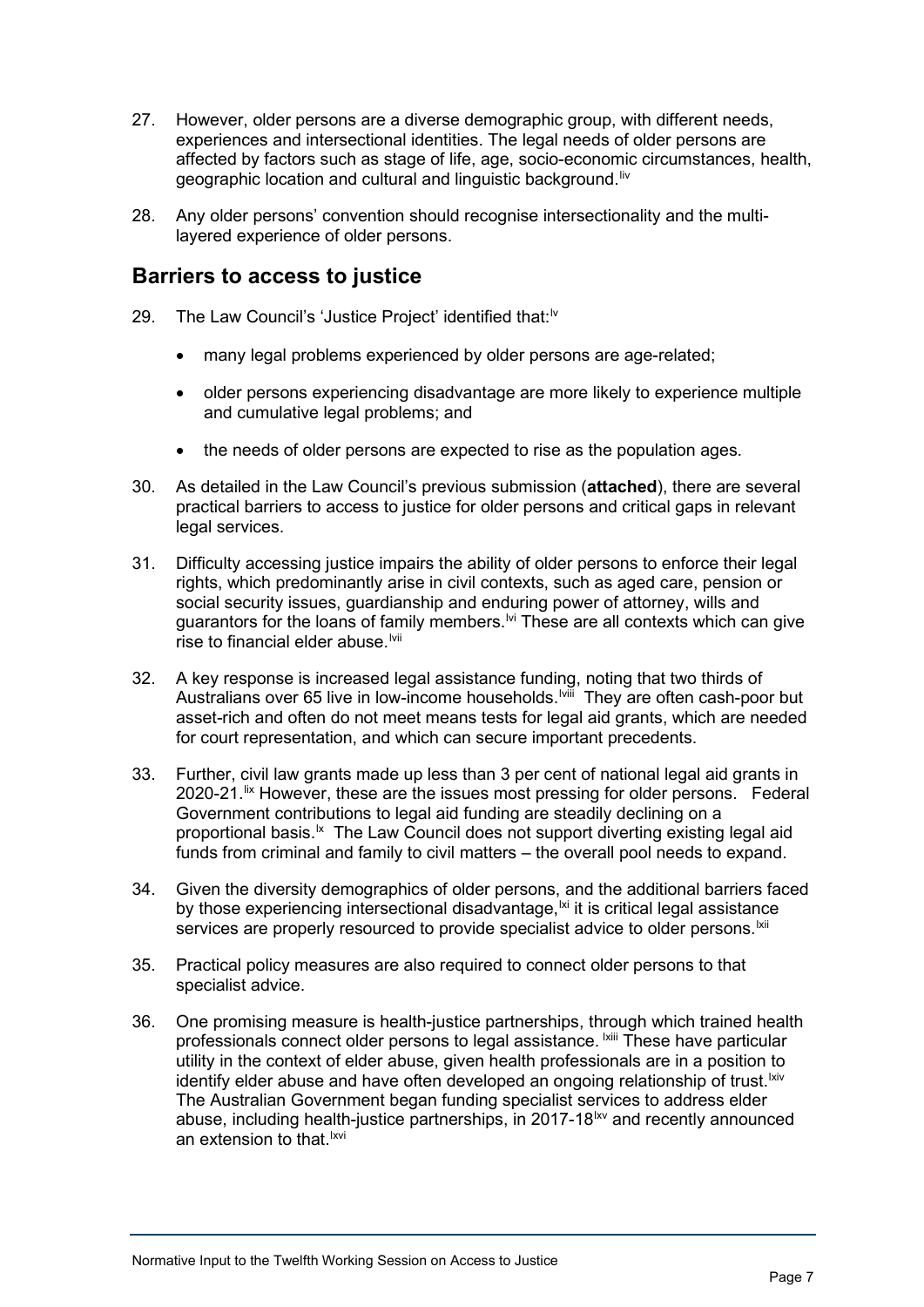27. However, older persons are a diverse demographic group, with different needs, experiences and intersectional identities. The legal needs of older persons are affected by factors such as stage of life, age, socio-economic circumstances, health, geographic location and cultural and linguistic background.[liv]

28. Any older persons' convention should recognise intersectionality and the multi-layered experience of older persons.

## Barriers to access to justice

29. The Law Council's 'Justice Project' identified that:[lv]

    - many legal problems experienced by older persons are age-related;
    - older persons experiencing disadvantage are more likely to experience multiple and cumulative legal problems; and
    - the needs of older persons are expected to rise as the population ages.

30. As detailed in the Law Council's previous submission (**attached**), there are several practical barriers to access to justice for older persons and critical gaps in relevant legal services.

31. Difficulty accessing justice impairs the ability of older persons to enforce their legal rights, which predominantly arise in civil contexts, such as aged care, pension or social security issues, guardianship and enduring power of attorney, wills and guarantors for the loans of family members.[lvi] These are all contexts which can give rise to financial elder abuse.[lvii]

32. A key response is increased legal assistance funding, noting that two thirds of Australians over 65 live in low-income households.[lviii] They are often cash-poor but asset-rich and often do not meet means tests for legal aid grants, which are needed for court representation, and which can secure important precedents.

33. Further, civil law grants made up less than 3 per cent of national legal aid grants in 2020-21.[lix] However, these are the issues most pressing for older persons. Federal Government contributions to legal aid funding are steadily declining on a proportional basis.[lx] The Law Council does not support diverting existing legal aid funds from criminal and family to civil matters – the overall pool needs to expand.

34. Given the diversity demographics of older persons, and the additional barriers faced by those experiencing intersectional disadvantage,[lxi] it is critical legal assistance services are properly resourced to provide specialist advice to older persons.[lxii]

35. Practical policy measures are also required to connect older persons to that specialist advice.

36. One promising measure is health-justice partnerships, through which trained health professionals connect older persons to legal assistance. [lxiii] These have particular utility in the context of elder abuse, given health professionals are in a position to identify elder abuse and have often developed an ongoing relationship of trust.[lxiv] The Australian Government began funding specialist services to address elder abuse, including health-justice partnerships, in 2017-18[lxv] and recently announced an extension to that.[lxvi]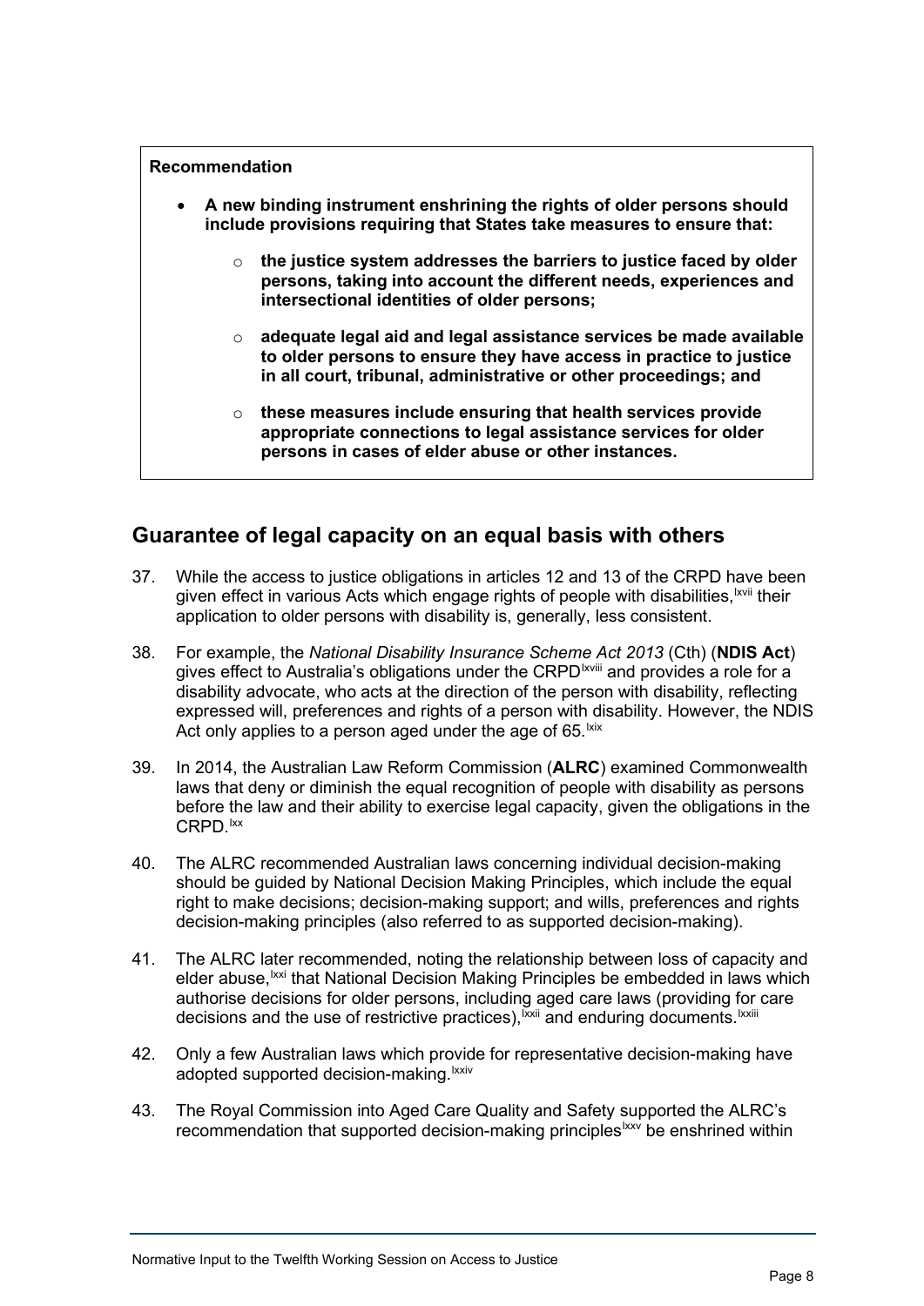> **Recommendation**
>
> - **A new binding instrument enshrining the rights of older persons should include provisions requiring that States take measures to ensure that:**
>     - **the justice system addresses the barriers to justice faced by older persons, taking into account the different needs, experiences and intersectional identities of older persons;**
>     - **adequate legal aid and legal assistance services be made available to older persons to ensure they have access in practice to justice in all court, tribunal, administrative or other proceedings; and**
>     - **these measures include ensuring that health services provide appropriate connections to legal assistance services for older persons in cases of elder abuse or other instances.**

## Guarantee of legal capacity on an equal basis with others

37. While the access to justice obligations in articles 12 and 13 of the CRPD have been given effect in various Acts which engage rights of people with disabilities,[lxvii] their application to older persons with disability is, generally, less consistent.

38. For example, the *National Disability Insurance Scheme Act 2013* (Cth) (**NDIS Act**) gives effect to Australia's obligations under the CRPD[lxviii] and provides a role for a disability advocate, who acts at the direction of the person with disability, reflecting expressed will, preferences and rights of a person with disability. However, the NDIS Act only applies to a person aged under the age of 65.[lxix]

39. In 2014, the Australian Law Reform Commission (**ALRC**) examined Commonwealth laws that deny or diminish the equal recognition of people with disability as persons before the law and their ability to exercise legal capacity, given the obligations in the CRPD.[lxx]

40. The ALRC recommended Australian laws concerning individual decision-making should be guided by National Decision Making Principles, which include the equal right to make decisions; decision-making support; and wills, preferences and rights decision-making principles (also referred to as supported decision-making).

41. The ALRC later recommended, noting the relationship between loss of capacity and elder abuse,[lxxi] that National Decision Making Principles be embedded in laws which authorise decisions for older persons, including aged care laws (providing for care decisions and the use of restrictive practices),[lxxii] and enduring documents.[lxxiii]

42. Only a few Australian laws which provide for representative decision-making have adopted supported decision-making.[lxxiv]

43. The Royal Commission into Aged Care Quality and Safety supported the ALRC's recommendation that supported decision-making principles[lxxv] be enshrined within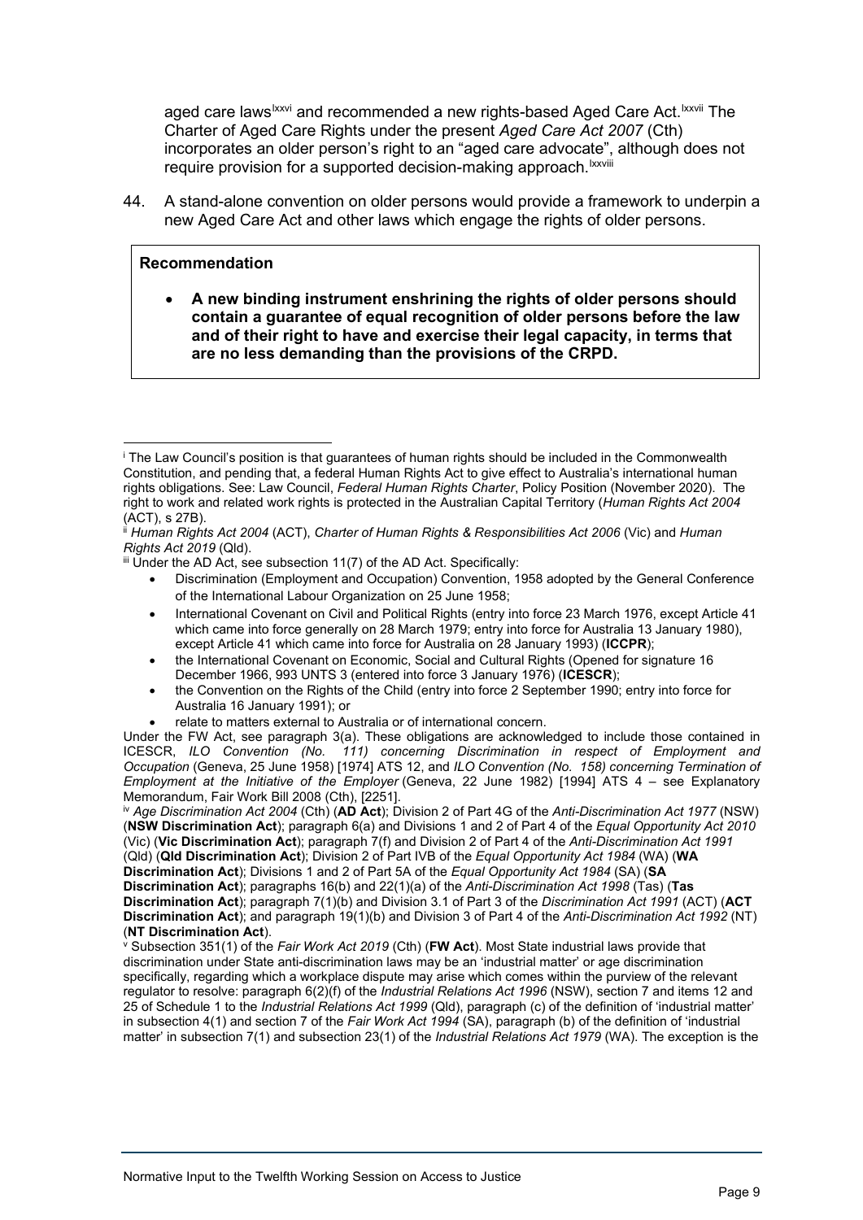aged care laws[lxxvi] and recommended a new rights-based Aged Care Act.[lxxvii] The Charter of Aged Care Rights under the present *Aged Care Act 2007* (Cth) incorporates an older person's right to an "aged care advocate", although does not require provision for a supported decision-making approach.[lxxviii]

44. A stand-alone convention on older persons would provide a framework to underpin a new Aged Care Act and other laws which engage the rights of older persons.

> **Recommendation**
>
> - **A new binding instrument enshrining the rights of older persons should contain a guarantee of equal recognition of older persons before the law and of their right to have and exercise their legal capacity, in terms that are no less demanding than the provisions of the CRPD.**

---

[i] The Law Council's position is that guarantees of human rights should be included in the Commonwealth Constitution, and pending that, a federal Human Rights Act to give effect to Australia's international human rights obligations. See: Law Council, *Federal Human Rights Charter*, Policy Position (November 2020). The right to work and related work rights is protected in the Australian Capital Territory (*Human Rights Act 2004* (ACT), s 27B).

[ii] *Human Rights Act 2004* (ACT), *Charter of Human Rights & Responsibilities Act 2006* (Vic) and *Human Rights Act 2019* (Qld).

[iii] Under the AD Act, see subsection 11(7) of the AD Act. Specifically:

- Discrimination (Employment and Occupation) Convention, 1958 adopted by the General Conference of the International Labour Organization on 25 June 1958;
- International Covenant on Civil and Political Rights (entry into force 23 March 1976, except Article 41 which came into force generally on 28 March 1979; entry into force for Australia 13 January 1980), except Article 41 which came into force for Australia on 28 January 1993) (**ICCPR**);
- the International Covenant on Economic, Social and Cultural Rights (Opened for signature 16 December 1966, 993 UNTS 3 (entered into force 3 January 1976) (**ICESCR**);
- the Convention on the Rights of the Child (entry into force 2 September 1990; entry into force for Australia 16 January 1991); or
- relate to matters external to Australia or of international concern.

Under the FW Act, see paragraph 3(a). These obligations are acknowledged to include those contained in ICESCR, *ILO Convention (No. 111) concerning Discrimination in respect of Employment and Occupation* (Geneva, 25 June 1958) [1974] ATS 12, and *ILO Convention (No. 158) concerning Termination of Employment at the Initiative of the Employer* (Geneva, 22 June 1982) [1994] ATS 4 – see Explanatory Memorandum, Fair Work Bill 2008 (Cth), [2251].

[iv] *Age Discrimination Act 2004* (Cth) (**AD Act**); Division 2 of Part 4G of the *Anti-Discrimination Act 1977* (NSW) (**NSW Discrimination Act**); paragraph 6(a) and Divisions 1 and 2 of Part 4 of the *Equal Opportunity Act 2010* (Vic) (**Vic Discrimination Act**); paragraph 7(f) and Division 2 of Part 4 of the *Anti-Discrimination Act 1991* (Qld) (**Qld Discrimination Act**); Division 2 of Part IVB of the *Equal Opportunity Act 1984* (WA) (**WA Discrimination Act**); Divisions 1 and 2 of Part 5A of the *Equal Opportunity Act 1984* (SA) (**SA Discrimination Act**); paragraphs 16(b) and 22(1)(a) of the *Anti-Discrimination Act 1998* (Tas) (**Tas Discrimination Act**); paragraph 7(1)(b) and Division 3.1 of Part 3 of the *Discrimination Act 1991* (ACT) (**ACT Discrimination Act**); and paragraph 19(1)(b) and Division 3 of Part 4 of the *Anti-Discrimination Act 1992* (NT) (**NT Discrimination Act**).

[v] Subsection 351(1) of the *Fair Work Act 2019* (Cth) (**FW Act**). Most State industrial laws provide that discrimination under State anti-discrimination laws may be an 'industrial matter' or age discrimination specifically, regarding which a workplace dispute may arise which comes within the purview of the relevant regulator to resolve: paragraph 6(2)(f) of the *Industrial Relations Act 1996* (NSW), section 7 and items 12 and 25 of Schedule 1 to the *Industrial Relations Act 1999* (Qld), paragraph (c) of the definition of 'industrial matter' in subsection 4(1) and section 7 of the *Fair Work Act 1994* (SA), paragraph (b) of the definition of 'industrial matter' in subsection 7(1) and subsection 23(1) of the *Industrial Relations Act 1979* (WA). The exception is the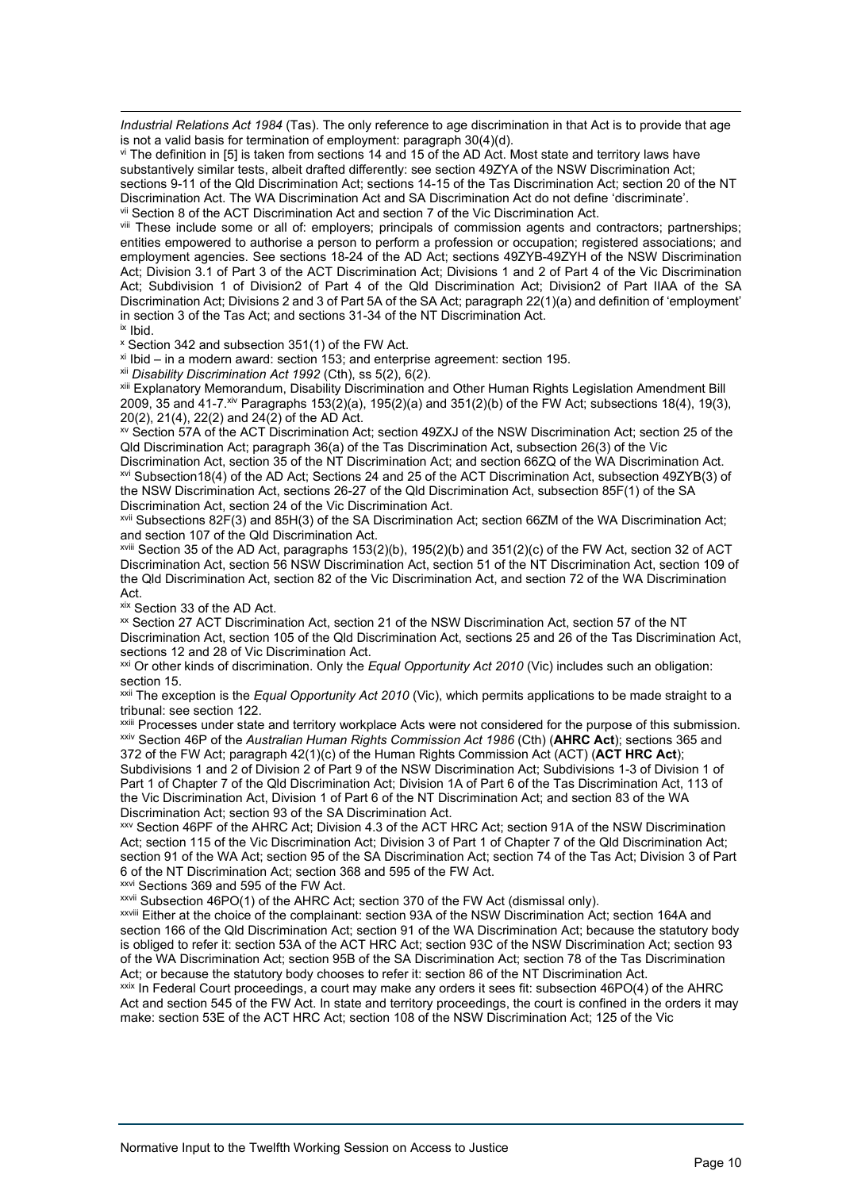*Industrial Relations Act 1984* (Tas). The only reference to age discrimination in that Act is to provide that age is not a valid basis for termination of employment: paragraph 30(4)(d).

[vi] The definition in [5] is taken from sections 14 and 15 of the AD Act. Most state and territory laws have substantively similar tests, albeit drafted differently: see section 49ZYA of the NSW Discrimination Act; sections 9-11 of the Qld Discrimination Act; sections 14-15 of the Tas Discrimination Act; section 20 of the NT Discrimination Act. The WA Discrimination Act and SA Discrimination Act do not define 'discriminate'.

[vii] Section 8 of the ACT Discrimination Act and section 7 of the Vic Discrimination Act.

[viii] These include some or all of: employers; principals of commission agents and contractors; partnerships; entities empowered to authorise a person to perform a profession or occupation; registered associations; and employment agencies. See sections 18-24 of the AD Act; sections 49ZYB-49ZYH of the NSW Discrimination Act; Division 3.1 of Part 3 of the ACT Discrimination Act; Divisions 1 and 2 of Part 4 of the Vic Discrimination Act; Subdivision 1 of Division2 of Part 4 of the Qld Discrimination Act; Division2 of Part IIAA of the SA Discrimination Act; Divisions 2 and 3 of Part 5A of the SA Act; paragraph 22(1)(a) and definition of 'employment' in section 3 of the Tas Act; and sections 31-34 of the NT Discrimination Act.

[ix] Ibid.

[x] Section 342 and subsection 351(1) of the FW Act.

[xi] Ibid – in a modern award: section 153; and enterprise agreement: section 195.

[xii] *Disability Discrimination Act 1992* (Cth), ss 5(2), 6(2).

[xiii] Explanatory Memorandum, Disability Discrimination and Other Human Rights Legislation Amendment Bill 2009, 35 and 41-7.[xiv] Paragraphs 153(2)(a), 195(2)(a) and 351(2)(b) of the FW Act; subsections 18(4), 19(3), 20(2), 21(4), 22(2) and 24(2) of the AD Act.

[xv] Section 57A of the ACT Discrimination Act; section 49ZXJ of the NSW Discrimination Act; section 25 of the Qld Discrimination Act; paragraph 36(a) of the Tas Discrimination Act, subsection 26(3) of the Vic Discrimination Act, section 35 of the NT Discrimination Act; and section 66ZQ of the WA Discrimination Act.

[xvi] Subsection18(4) of the AD Act; Sections 24 and 25 of the ACT Discrimination Act, subsection 49ZYB(3) of the NSW Discrimination Act, sections 26-27 of the Qld Discrimination Act, subsection 85F(1) of the SA Discrimination Act, section 24 of the Vic Discrimination Act.

[xvii] Subsections 82F(3) and 85H(3) of the SA Discrimination Act; section 66ZM of the WA Discrimination Act; and section 107 of the Qld Discrimination Act.

[xviii] Section 35 of the AD Act, paragraphs 153(2)(b), 195(2)(b) and 351(2)(c) of the FW Act, section 32 of ACT Discrimination Act, section 56 NSW Discrimination Act, section 51 of the NT Discrimination Act, section 109 of the Qld Discrimination Act, section 82 of the Vic Discrimination Act, and section 72 of the WA Discrimination Act.

[xix] Section 33 of the AD Act.

[xx] Section 27 ACT Discrimination Act, section 21 of the NSW Discrimination Act, section 57 of the NT Discrimination Act, section 105 of the Qld Discrimination Act, sections 25 and 26 of the Tas Discrimination Act, sections 12 and 28 of Vic Discrimination Act.

[xxi] Or other kinds of discrimination. Only the *Equal Opportunity Act 2010* (Vic) includes such an obligation: section 15.

[xxii] The exception is the *Equal Opportunity Act 2010* (Vic), which permits applications to be made straight to a tribunal: see section 122.

[xxiii] Processes under state and territory workplace Acts were not considered for the purpose of this submission.

[xxiv] Section 46P of the *Australian Human Rights Commission Act 1986* (Cth) (**AHRC Act**); sections 365 and 372 of the FW Act; paragraph 42(1)(c) of the Human Rights Commission Act (ACT) (**ACT HRC Act**); Subdivisions 1 and 2 of Division 2 of Part 9 of the NSW Discrimination Act; Subdivisions 1-3 of Division 1 of Part 1 of Chapter 7 of the Qld Discrimination Act; Division 1A of Part 6 of the Tas Discrimination Act, 113 of the Vic Discrimination Act, Division 1 of Part 6 of the NT Discrimination Act; and section 83 of the WA Discrimination Act; section 93 of the SA Discrimination Act.

[xxv] Section 46PF of the AHRC Act; Division 4.3 of the ACT HRC Act; section 91A of the NSW Discrimination Act; section 115 of the Vic Discrimination Act; Division 3 of Part 1 of Chapter 7 of the Qld Discrimination Act; section 91 of the WA Act; section 95 of the SA Discrimination Act; section 74 of the Tas Act; Division 3 of Part 6 of the NT Discrimination Act; section 368 and 595 of the FW Act.

[xxvi] Sections 369 and 595 of the FW Act.

[xxvii] Subsection 46PO(1) of the AHRC Act; section 370 of the FW Act (dismissal only).

[xxviii] Either at the choice of the complainant: section 93A of the NSW Discrimination Act; section 164A and section 166 of the Qld Discrimination Act; section 91 of the WA Discrimination Act; because the statutory body is obliged to refer it: section 53A of the ACT HRC Act; section 93C of the NSW Discrimination Act; section 93 of the WA Discrimination Act; section 95B of the SA Discrimination Act; section 78 of the Tas Discrimination Act; or because the statutory body chooses to refer it: section 86 of the NT Discrimination Act.

[xxix] In Federal Court proceedings, a court may make any orders it sees fit: subsection 46PO(4) of the AHRC Act and section 545 of the FW Act. In state and territory proceedings, the court is confined in the orders it may make: section 53E of the ACT HRC Act; section 108 of the NSW Discrimination Act; 125 of the Vic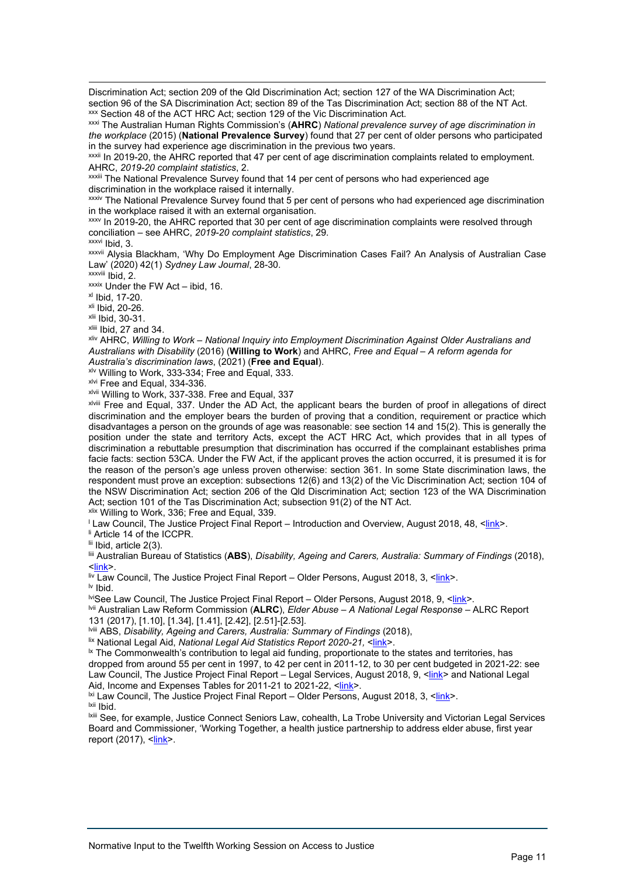Discrimination Act; section 209 of the Qld Discrimination Act; section 127 of the WA Discrimination Act; section 96 of the SA Discrimination Act; section 89 of the Tas Discrimination Act; section 88 of the NT Act.

[xxx] Section 48 of the ACT HRC Act; section 129 of the Vic Discrimination Act.

[xxxi] The Australian Human Rights Commission's (**AHRC**) *National prevalence survey of age discrimination in the workplace* (2015) (**National Prevalence Survey**) found that 27 per cent of older persons who participated in the survey had experience age discrimination in the previous two years.

[xxxii] In 2019-20, the AHRC reported that 47 per cent of age discrimination complaints related to employment. AHRC, *2019-20 complaint statistics*, 2.

[xxxiii] The National Prevalence Survey found that 14 per cent of persons who had experienced age discrimination in the workplace raised it internally.

[xxxiv] The National Prevalence Survey found that 5 per cent of persons who had experienced age discrimination in the workplace raised it with an external organisation.

[xxxv] In 2019-20, the AHRC reported that 30 per cent of age discrimination complaints were resolved through conciliation – see AHRC, *2019-20 complaint statistics*, 29.

[xxxvi] Ibid, 3.

[xxxvii] Alysia Blackham, 'Why Do Employment Age Discrimination Cases Fail? An Analysis of Australian Case Law' (2020) 42(1) *Sydney Law Journal*, 28-30.

[xxxviii] Ibid, 2.

[xxxix] Under the FW Act – ibid, 16.

[xl] Ibid, 17-20.

[xli] Ibid, 20-26.

[xlii] Ibid, 30-31.

[xliii] Ibid, 27 and 34.

[xliv] AHRC, *Willing to Work – National Inquiry into Employment Discrimination Against Older Australians and Australians with Disability* (2016) (**Willing to Work**) and AHRC, *Free and Equal – A reform agenda for Australia's discrimination laws*, (2021) (**Free and Equal**).

[xlv] Willing to Work, 333-334; Free and Equal, 333.

[xlvi] Free and Equal, 334-336.

[xlvii] Willing to Work, 337-338. Free and Equal, 337

[xlviii] Free and Equal, 337. Under the AD Act, the applicant bears the burden of proof in allegations of direct discrimination and the employer bears the burden of proving that a condition, requirement or practice which disadvantages a person on the grounds of age was reasonable: see section 14 and 15(2). This is generally the position under the state and territory Acts, except the ACT HRC Act, which provides that in all types of discrimination a rebuttable presumption that discrimination has occurred if the complainant establishes prima facie facts: section 53CA. Under the FW Act, if the applicant proves the action occurred, it is presumed it is for the reason of the person's age unless proven otherwise: section 361. In some State discrimination laws, the respondent must prove an exception: subsections 12(6) and 13(2) of the Vic Discrimination Act; section 104 of the NSW Discrimination Act; section 206 of the Qld Discrimination Act; section 123 of the WA Discrimination Act; section 101 of the Tas Discrimination Act; subsection 91(2) of the NT Act.

[xlix] Willing to Work, 336; Free and Equal, 339.

[l] Law Council, The Justice Project Final Report – Introduction and Overview, August 2018, 48, <link>.

[li] Article 14 of the ICCPR.

[lii] Ibid, article 2(3).

[liii] Australian Bureau of Statistics (**ABS**), *Disability, Ageing and Carers, Australia: Summary of Findings* (2018), <link>.

[liv] Law Council, The Justice Project Final Report – Older Persons, August 2018, 3, <link>.

[lv] Ibid.

[lvi] See Law Council, The Justice Project Final Report – Older Persons, August 2018, 9, <link>.

[lvii] Australian Law Reform Commission (**ALRC**), *Elder Abuse – A National Legal Response* – ALRC Report 131 (2017), [1.10], [1.34], [1.41], [2.42], [2.51]-[2.53].

[lviii] ABS, *Disability, Ageing and Carers, Australia: Summary of Findings* (2018),

[lix] National Legal Aid, *National Legal Aid Statistics Report 2020-21*, <link>.

[lx] The Commonwealth's contribution to legal aid funding, proportionate to the states and territories, has dropped from around 55 per cent in 1997, to 42 per cent in 2011-12, to 30 per cent budgeted in 2021-22: see Law Council, The Justice Project Final Report – Legal Services, August 2018, 9, <link> and National Legal Aid, Income and Expenses Tables for 2011-21 to 2021-22, <link>.

[lxi] Law Council, The Justice Project Final Report – Older Persons, August 2018, 3, <link>.

[lxii] Ibid.

[lxiii] See, for example, Justice Connect Seniors Law, cohealth, La Trobe University and Victorian Legal Services Board and Commissioner, 'Working Together, a health justice partnership to address elder abuse, first year report (2017), <link>.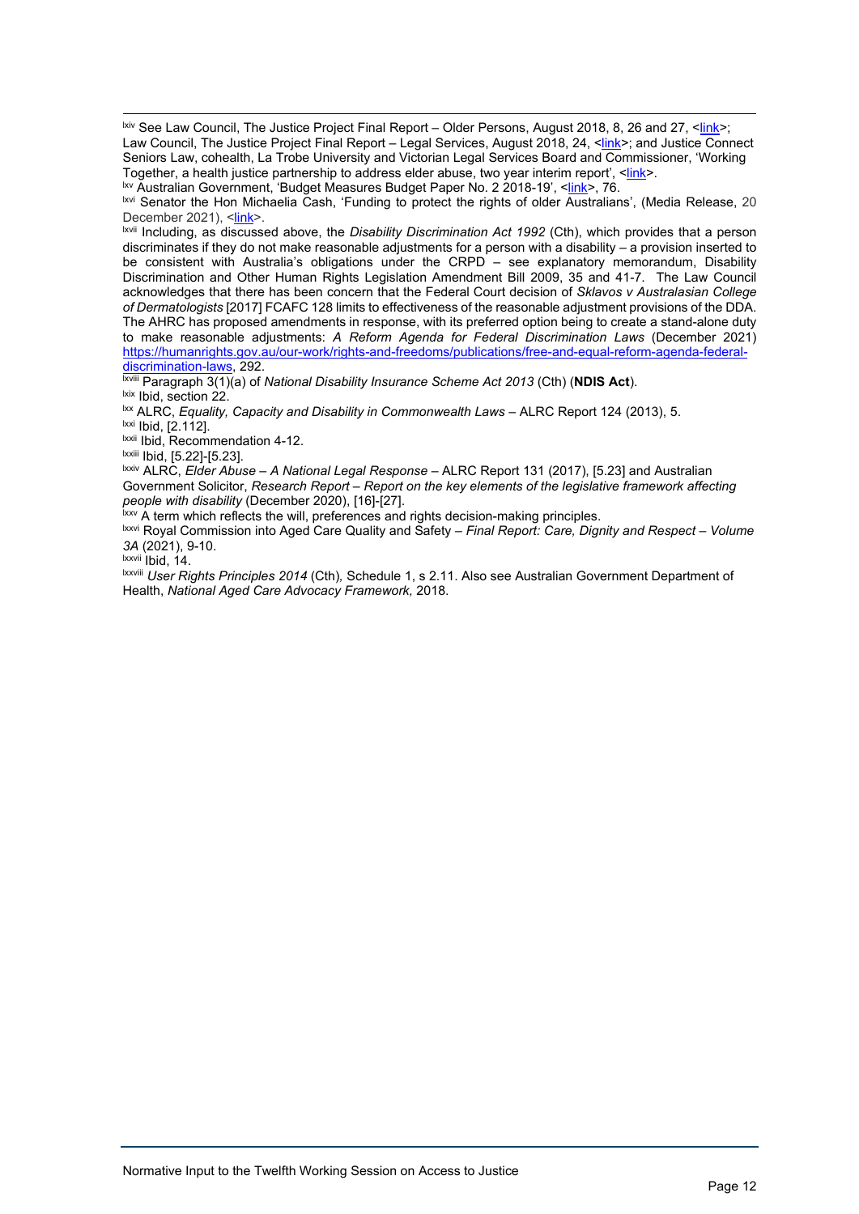[lxiv] See Law Council, The Justice Project Final Report – Older Persons, August 2018, 8, 26 and 27, <link>; Law Council, The Justice Project Final Report – Legal Services, August 2018, 24, <link>; and Justice Connect Seniors Law, cohealth, La Trobe University and Victorian Legal Services Board and Commissioner, 'Working Together, a health justice partnership to address elder abuse, two year interim report', <link>.

[lxv] Australian Government, 'Budget Measures Budget Paper No. 2 2018-19', <link>, 76.

[lxvi] Senator the Hon Michaelia Cash, 'Funding to protect the rights of older Australians', (Media Release, 20 December 2021), <link>.

[lxvii] Including, as discussed above, the *Disability Discrimination Act 1992* (Cth), which provides that a person discriminates if they do not make reasonable adjustments for a person with a disability – a provision inserted to be consistent with Australia's obligations under the CRPD – see explanatory memorandum, Disability Discrimination and Other Human Rights Legislation Amendment Bill 2009, 35 and 41-7. The Law Council acknowledges that there has been concern that the Federal Court decision of *Sklavos v Australasian College of Dermatologists* [2017] FCAFC 128 limits to effectiveness of the reasonable adjustment provisions of the DDA. The AHRC has proposed amendments in response, with its preferred option being to create a stand-alone duty to make reasonable adjustments: *A Reform Agenda for Federal Discrimination Laws* (December 2021) https://humanrights.gov.au/our-work/rights-and-freedoms/publications/free-and-equal-reform-agenda-federal-discrimination-laws, 292.

[lxviii] Paragraph 3(1)(a) of *National Disability Insurance Scheme Act 2013* (Cth) (**NDIS Act**).

[lxix] Ibid, section 22.

[lxx] ALRC, *Equality, Capacity and Disability in Commonwealth Laws* – ALRC Report 124 (2013), 5.

[lxxi] Ibid, [2.112].

[lxxii] Ibid, Recommendation 4-12.

[lxxiii] Ibid, [5.22]-[5.23].

[lxxiv] ALRC, *Elder Abuse – A National Legal Response* – ALRC Report 131 (2017), [5.23] and Australian Government Solicitor, *Research Report – Report on the key elements of the legislative framework affecting people with disability* (December 2020), [16]-[27].

[lxxv] A term which reflects the will, preferences and rights decision-making principles.

[lxxvi] Royal Commission into Aged Care Quality and Safety – *Final Report: Care, Dignity and Respect – Volume 3A* (2021), 9-10.

[lxxvii] Ibid, 14.

[lxxviii] *User Rights Principles 2014* (Cth), Schedule 1, s 2.11. Also see Australian Government Department of Health, *National Aged Care Advocacy Framework,* 2018.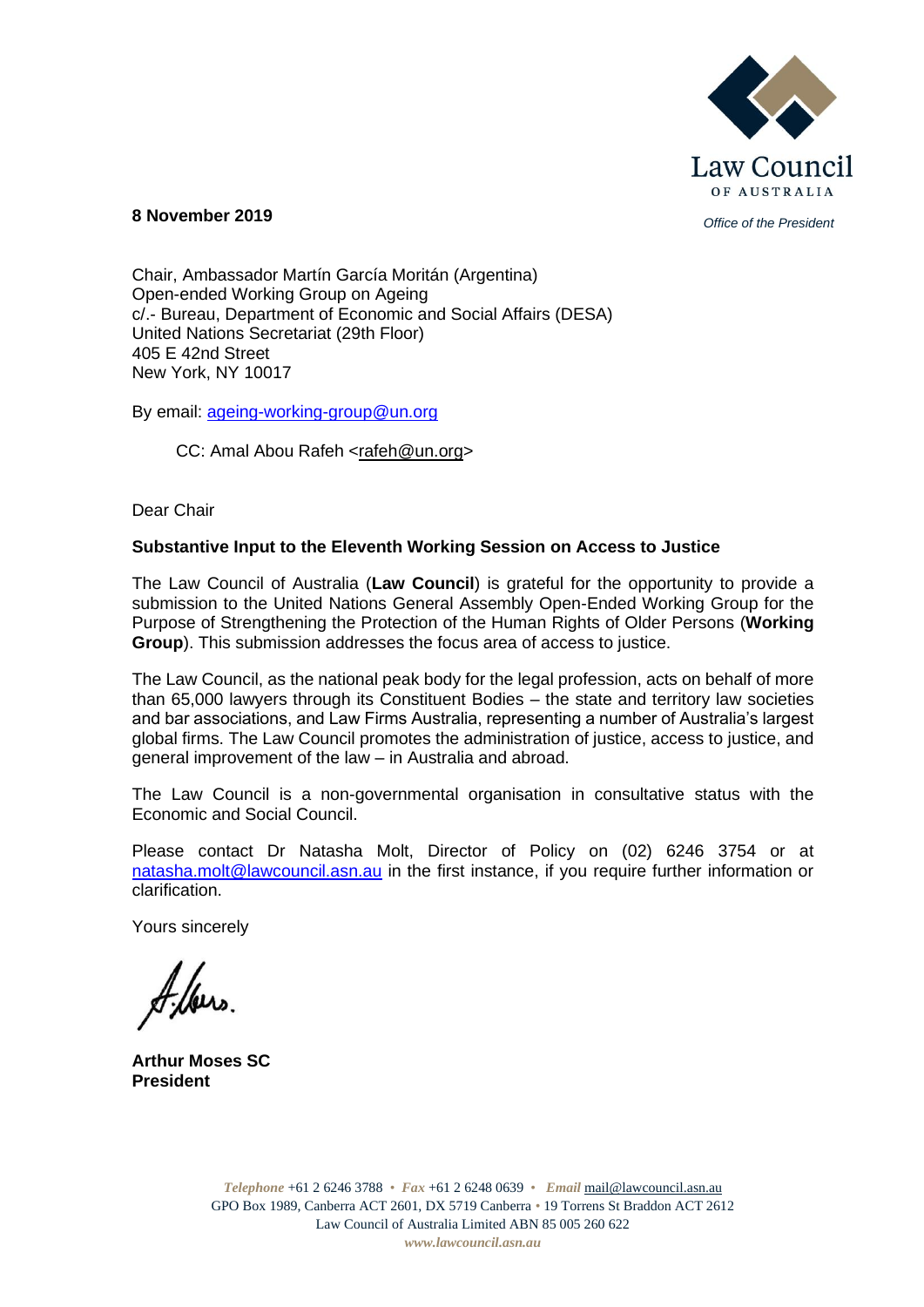Office of the President

**8 November 2019**

Chair, Ambassador Martín García Moritán (Argentina)
Open-ended Working Group on Ageing
c/.- Bureau, Department of Economic and Social Affairs (DESA)
United Nations Secretariat (29th Floor)
405 E 42nd Street
New York, NY 10017

By email: ageing-working-group@un.org

CC: Amal Abou Rafeh <rafeh@un.org>

Dear Chair

**Substantive Input to the Eleventh Working Session on Access to Justice**

The Law Council of Australia (**Law Council**) is grateful for the opportunity to provide a submission to the United Nations General Assembly Open-Ended Working Group for the Purpose of Strengthening the Protection of the Human Rights of Older Persons (**Working Group**). This submission addresses the focus area of access to justice.

The Law Council, as the national peak body for the legal profession, acts on behalf of more than 65,000 lawyers through its Constituent Bodies – the state and territory law societies and bar associations, and Law Firms Australia, representing a number of Australia's largest global firms. The Law Council promotes the administration of justice, access to justice, and general improvement of the law – in Australia and abroad.

The Law Council is a non-governmental organisation in consultative status with the Economic and Social Council.

Please contact Dr Natasha Molt, Director of Policy on (02) 6246 3754 or at natasha.molt@lawcouncil.asn.au in the first instance, if you require further information or clarification.

Yours sincerely

**Arthur Moses SC**
**President**

*Telephone* +61 2 6246 3788 • *Fax* +61 2 6248 0639 • *Email* mail@lawcouncil.asn.au
GPO Box 1989, Canberra ACT 2601, DX 5719 Canberra • 19 Torrens St Braddon ACT 2612
Law Council of Australia Limited ABN 85 005 260 622
*www.lawcouncil.asn.au*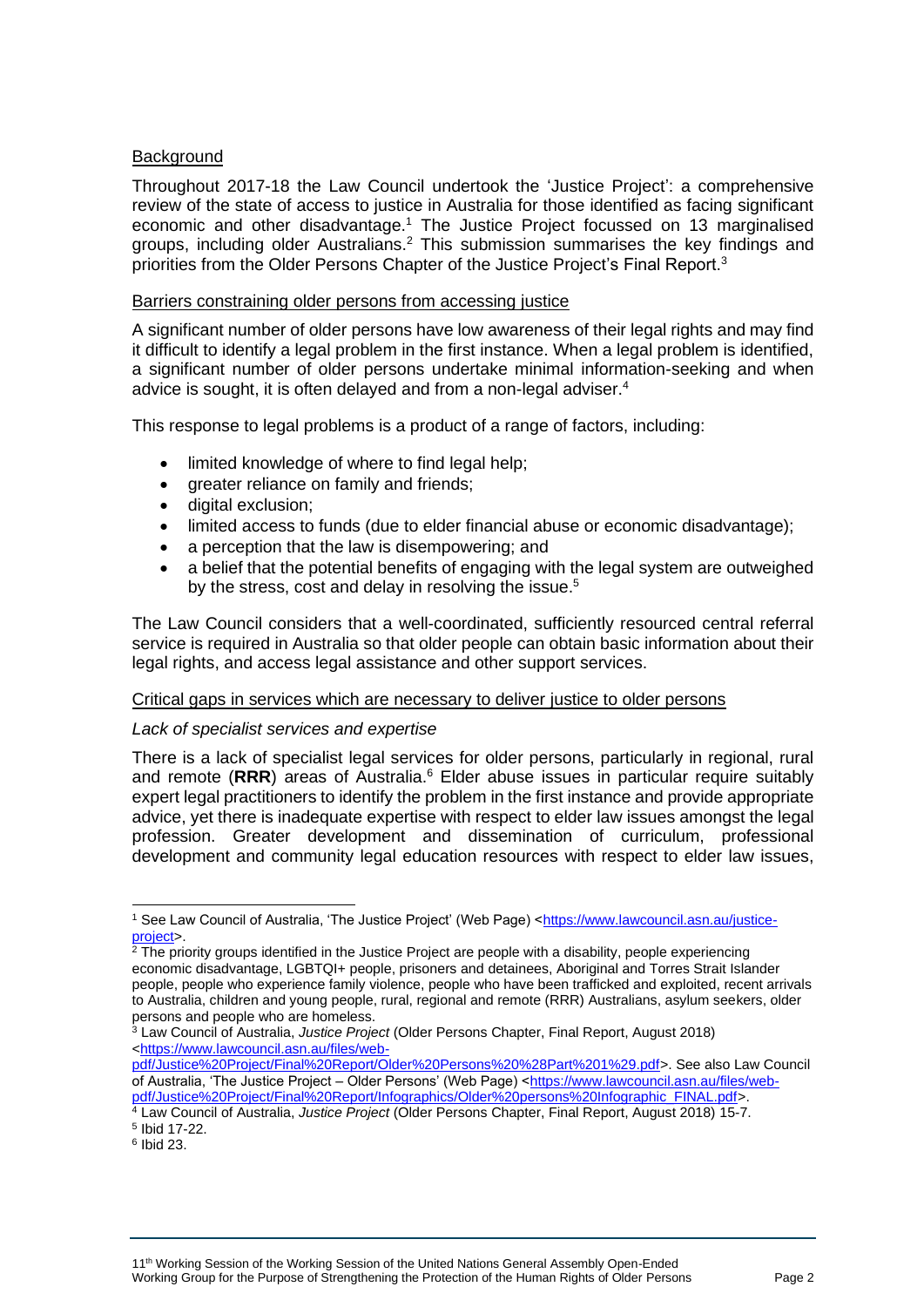## Background

Throughout 2017-18 the Law Council undertook the 'Justice Project': a comprehensive review of the state of access to justice in Australia for those identified as facing significant economic and other disadvantage.[1] The Justice Project focussed on 13 marginalised groups, including older Australians.[2] This submission summarises the key findings and priorities from the Older Persons Chapter of the Justice Project's Final Report.[3]

## Barriers constraining older persons from accessing justice

A significant number of older persons have low awareness of their legal rights and may find it difficult to identify a legal problem in the first instance. When a legal problem is identified, a significant number of older persons undertake minimal information-seeking and when advice is sought, it is often delayed and from a non-legal adviser.[4]

This response to legal problems is a product of a range of factors, including:

- limited knowledge of where to find legal help;
- greater reliance on family and friends;
- digital exclusion;
- limited access to funds (due to elder financial abuse or economic disadvantage);
- a perception that the law is disempowering; and
- a belief that the potential benefits of engaging with the legal system are outweighed by the stress, cost and delay in resolving the issue.[5]

The Law Council considers that a well-coordinated, sufficiently resourced central referral service is required in Australia so that older people can obtain basic information about their legal rights, and access legal assistance and other support services.

## Critical gaps in services which are necessary to deliver justice to older persons

*Lack of specialist services and expertise*

There is a lack of specialist legal services for older persons, particularly in regional, rural and remote (**RRR**) areas of Australia.[6] Elder abuse issues in particular require suitably expert legal practitioners to identify the problem in the first instance and provide appropriate advice, yet there is inadequate expertise with respect to elder law issues amongst the legal profession. Greater development and dissemination of curriculum, professional development and community legal education resources with respect to elder law issues,

---

[1] See Law Council of Australia, 'The Justice Project' (Web Page) <https://www.lawcouncil.asn.au/justice-project>.

[2] The priority groups identified in the Justice Project are people with a disability, people experiencing economic disadvantage, LGBTQI+ people, prisoners and detainees, Aboriginal and Torres Strait Islander people, people who experience family violence, people who have been trafficked and exploited, recent arrivals to Australia, children and young people, rural, regional and remote (RRR) Australians, asylum seekers, older persons and people who are homeless.

[3] Law Council of Australia, *Justice Project* (Older Persons Chapter, Final Report, August 2018) <https://www.lawcouncil.asn.au/files/web-pdf/Justice%20Project/Final%20Report/Older%20Persons%20%28Part%201%29.pdf>. See also Law Council of Australia, 'The Justice Project – Older Persons' (Web Page) <https://www.lawcouncil.asn.au/files/web-pdf/Justice%20Project/Final%20Report/Infographics/Older%20persons%20Infographic_FINAL.pdf>.

[4] Law Council of Australia, *Justice Project* (Older Persons Chapter, Final Report, August 2018) 15-7.

[5] Ibid 17-22.

[6] Ibid 23.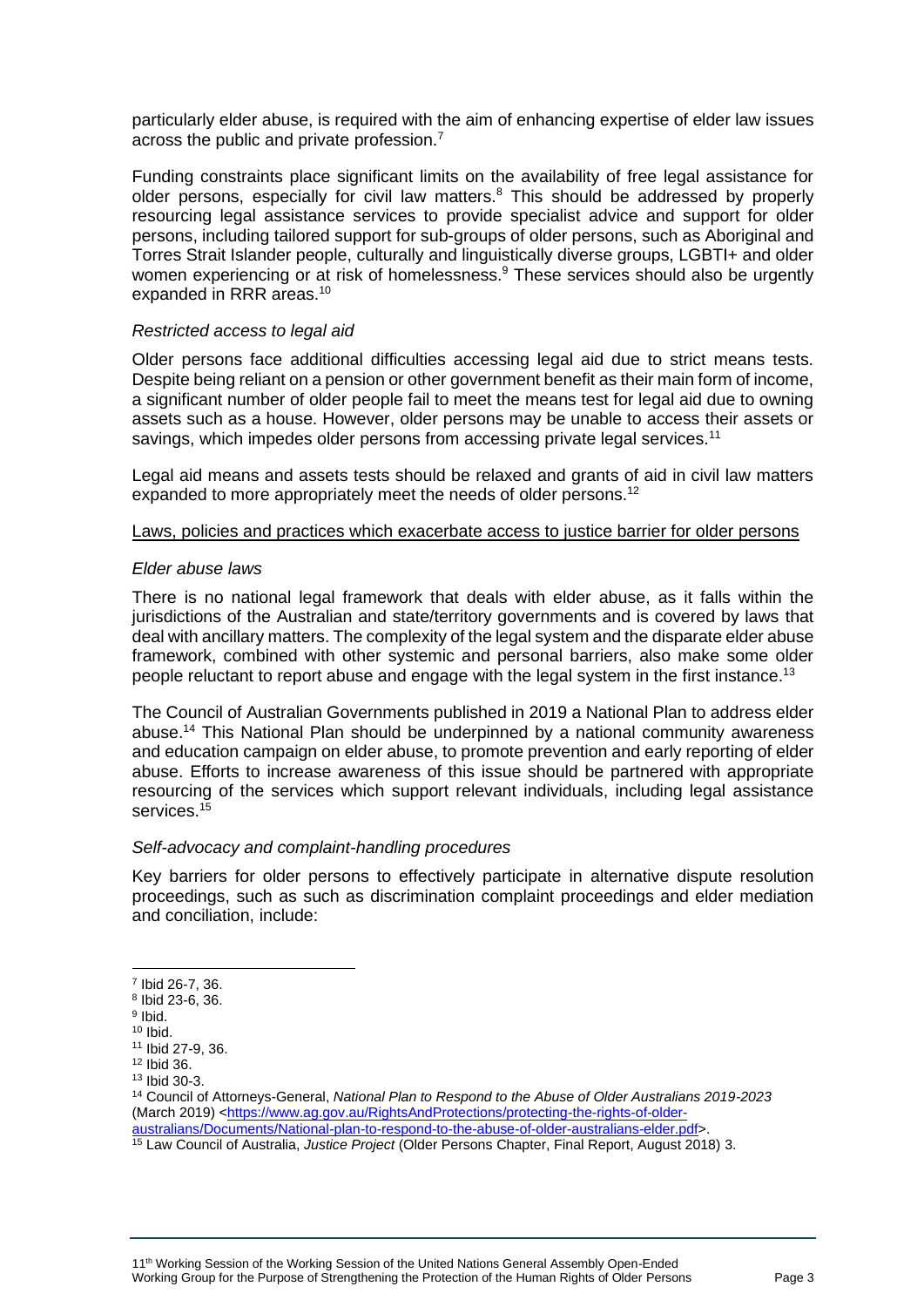particularly elder abuse, is required with the aim of enhancing expertise of elder law issues across the public and private profession.[7]

Funding constraints place significant limits on the availability of free legal assistance for older persons, especially for civil law matters.[8] This should be addressed by properly resourcing legal assistance services to provide specialist advice and support for older persons, including tailored support for sub-groups of older persons, such as Aboriginal and Torres Strait Islander people, culturally and linguistically diverse groups, LGBTI+ and older women experiencing or at risk of homelessness.[9] These services should also be urgently expanded in RRR areas.[10]

*Restricted access to legal aid*

Older persons face additional difficulties accessing legal aid due to strict means tests. Despite being reliant on a pension or other government benefit as their main form of income, a significant number of older people fail to meet the means test for legal aid due to owning assets such as a house. However, older persons may be unable to access their assets or savings, which impedes older persons from accessing private legal services.[11]

Legal aid means and assets tests should be relaxed and grants of aid in civil law matters expanded to more appropriately meet the needs of older persons.[12]

<u>Laws, policies and practices which exacerbate access to justice barrier for older persons</u>

*Elder abuse laws*

There is no national legal framework that deals with elder abuse, as it falls within the jurisdictions of the Australian and state/territory governments and is covered by laws that deal with ancillary matters. The complexity of the legal system and the disparate elder abuse framework, combined with other systemic and personal barriers, also make some older people reluctant to report abuse and engage with the legal system in the first instance.[13]

The Council of Australian Governments published in 2019 a National Plan to address elder abuse.[14] This National Plan should be underpinned by a national community awareness and education campaign on elder abuse, to promote prevention and early reporting of elder abuse. Efforts to increase awareness of this issue should be partnered with appropriate resourcing of the services which support relevant individuals, including legal assistance services.[15]

*Self-advocacy and complaint-handling procedures*

Key barriers for older persons to effectively participate in alternative dispute resolution proceedings, such as such as discrimination complaint proceedings and elder mediation and conciliation, include:

---

[7] Ibid 26-7, 36.

[8] Ibid 23-6, 36.

[9] Ibid.

[10] Ibid.

[11] Ibid 27-9, 36.

[12] Ibid 36.

[13] Ibid 30-3.

[14] Council of Attorneys-General, *National Plan to Respond to the Abuse of Older Australians 2019-2023* (March 2019) <https://www.ag.gov.au/RightsAndProtections/protecting-the-rights-of-older-australians/Documents/National-plan-to-respond-to-the-abuse-of-older-australians-elder.pdf>.

[15] Law Council of Australia, *Justice Project* (Older Persons Chapter, Final Report, August 2018) 3.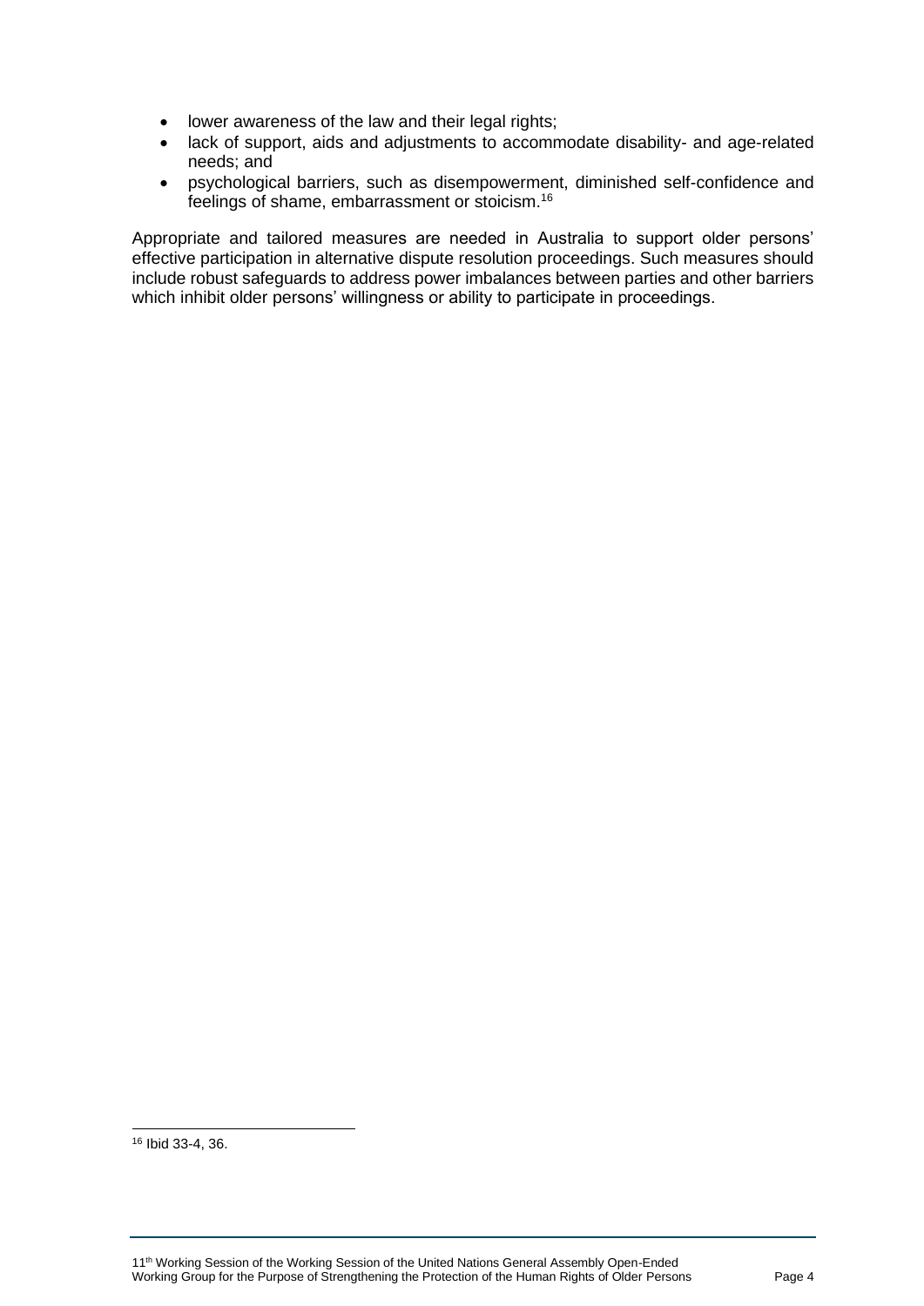- lower awareness of the law and their legal rights;
- lack of support, aids and adjustments to accommodate disability- and age-related needs; and
- psychological barriers, such as disempowerment, diminished self-confidence and feelings of shame, embarrassment or stoicism.[16]

Appropriate and tailored measures are needed in Australia to support older persons' effective participation in alternative dispute resolution proceedings. Such measures should include robust safeguards to address power imbalances between parties and other barriers which inhibit older persons' willingness or ability to participate in proceedings.

[16] Ibid 33-4, 36.